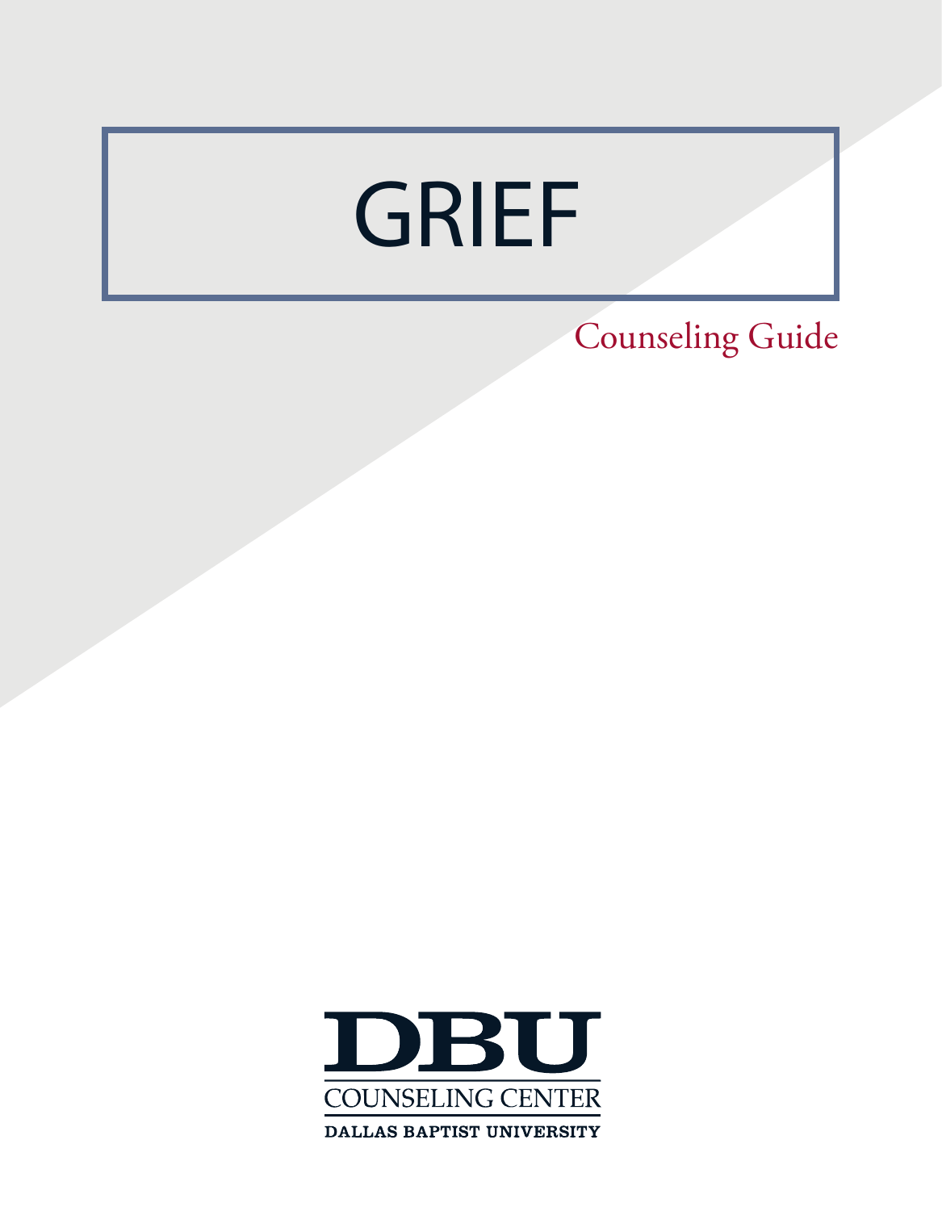# GRIEF

Counseling Guide

DBU

COUNSELING CENTER

DALLAS BAPTIST UNIVERSITY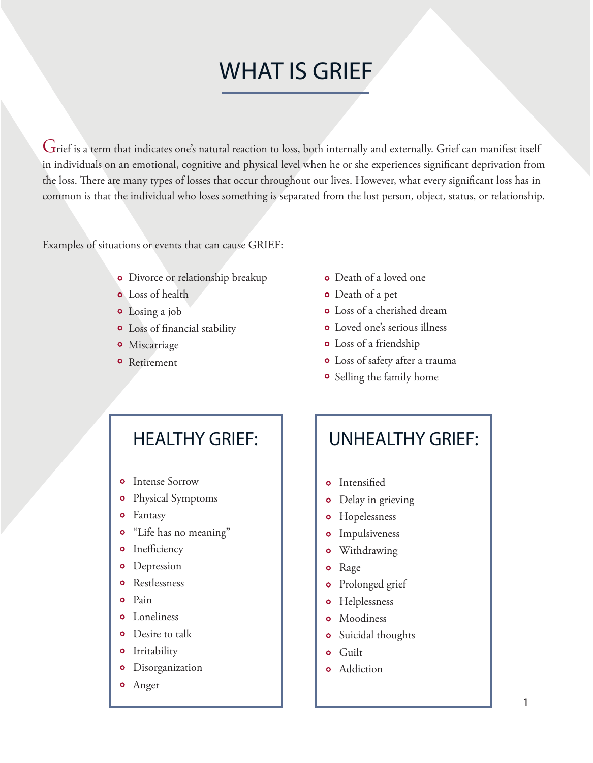# WHAT IS GRIEF

Grief is a term that indicates one's natural reaction to loss, both internally and externally. Grief can manifest itself in individuals on an emotional, cognitive and physical level when he or she experiences significant deprivation from the loss. There are many types of losses that occur throughout our lives. However, what every significant loss has in common is that the individual who loses something is separated from the lost person, object, status, or relationship.

Examples of situations or events that can cause GRIEF:

- Divorce or relationship breakup
- Loss of health
- Losing a job
- Loss of financial stability
- Miscarriage
- Retirement
- Death of a loved one
- Death of a pet
- Loss of a cherished dream
- Loved one's serious illness
- Loss of a friendship
- Loss of safety after a trauma
- Selling the family home

## HEALTHY GRIEF:

- Intense Sorrow
- Physical Symptoms
- Fantasy
- "Life has no meaning"
- Inefficiency
- Depression
- Restlessness
- Pain
- Loneliness
- Desire to talk
- Irritability
- Disorganization
- Anger

## UNHEALTHY GRIEF:

- Intensified
- Delay in grieving
- Hopelessness
- Impulsiveness
- Withdrawing
- Rage
- Prolonged grief
- Helplessness
- Moodiness
- Suicidal thoughts
- Guilt
- Addiction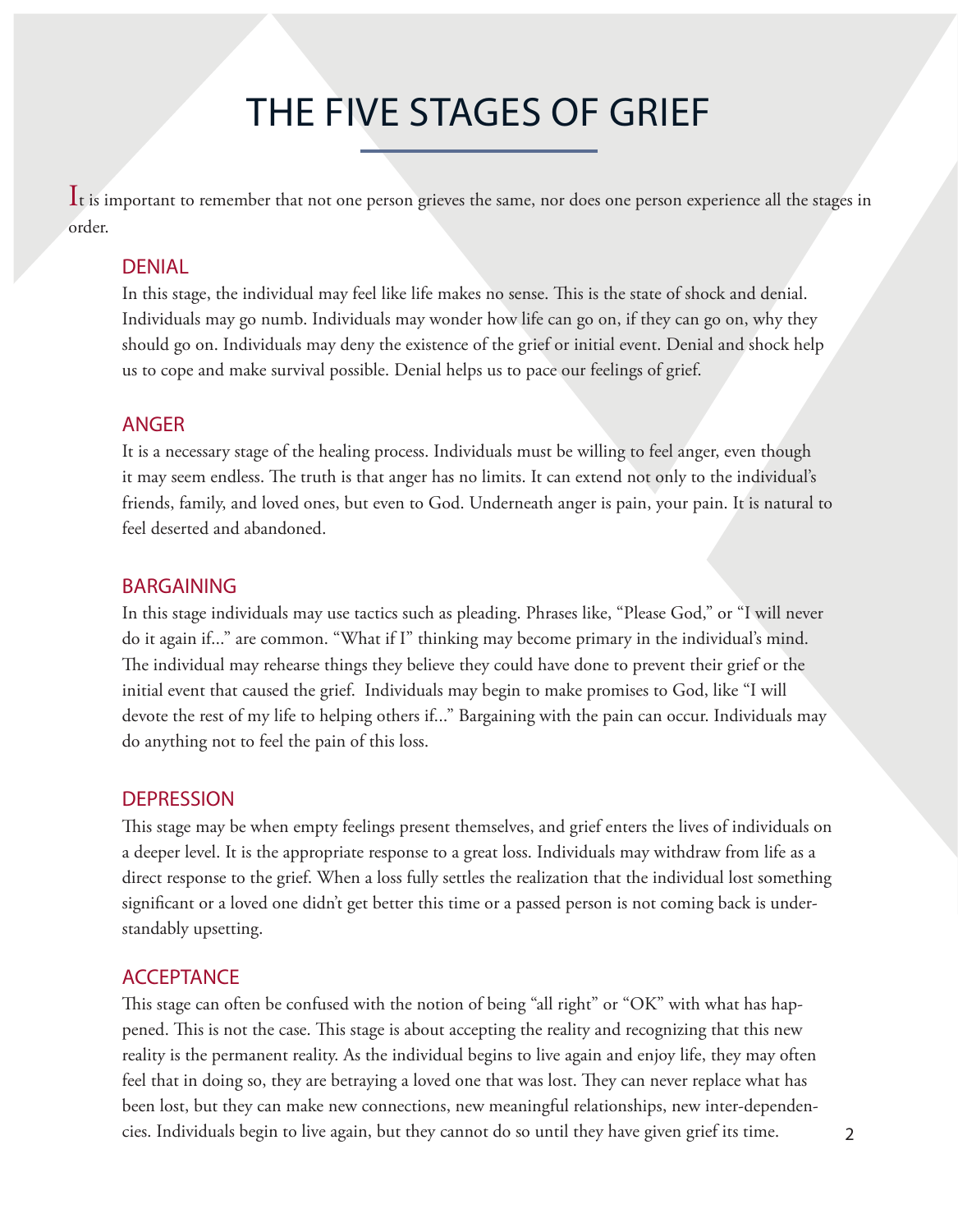# THE FIVE STAGES OF GRIEF

It is important to remember that not one person grieves the same, nor does one person experience all the stages in order.

## DENIAL

In this stage, the individual may feel like life makes no sense. This is the state of shock and denial. Individuals may go numb. Individuals may wonder how life can go on, if they can go on, why they should go on. Individuals may deny the existence of the grief or initial event. Denial and shock help us to cope and make survival possible. Denial helps us to pace our feelings of grief.

## ANGER

It is a necessary stage of the healing process. Individuals must be willing to feel anger, even though it may seem endless. The truth is that anger has no limits. It can extend not only to the individual's friends, family, and loved ones, but even to God. Underneath anger is pain, your pain. It is natural to feel deserted and abandoned.

## BARGAINING

In this stage individuals may use tactics such as pleading. Phrases like, "Please God," or "I will never do it again if..." are common. "What if I" thinking may become primary in the individual's mind. The individual may rehearse things they believe they could have done to prevent their grief or the initial event that caused the grief. Individuals may begin to make promises to God, like "I will devote the rest of my life to helping others if..." Bargaining with the pain can occur. Individuals may do anything not to feel the pain of this loss.

## DEPRESSION

This stage may be when empty feelings present themselves, and grief enters the lives of individuals on a deeper level. It is the appropriate response to a great loss. Individuals may withdraw from life as a direct response to the grief. When a loss fully settles the realization that the individual lost something significant or a loved one didn't get better this time or a passed person is not coming back is understandably upsetting.

## ACCEPTANCE

This stage can often be confused with the notion of being "all right" or "OK" with what has happened. This is not the case. This stage is about accepting the reality and recognizing that this new reality is the permanent reality. As the individual begins to live again and enjoy life, they may often feel that in doing so, they are betraying a loved one that was lost. They can never replace what has been lost, but they can make new connections, new meaningful relationships, new inter-dependencies. Individuals begin to live again, but they cannot do so until they have given grief its time.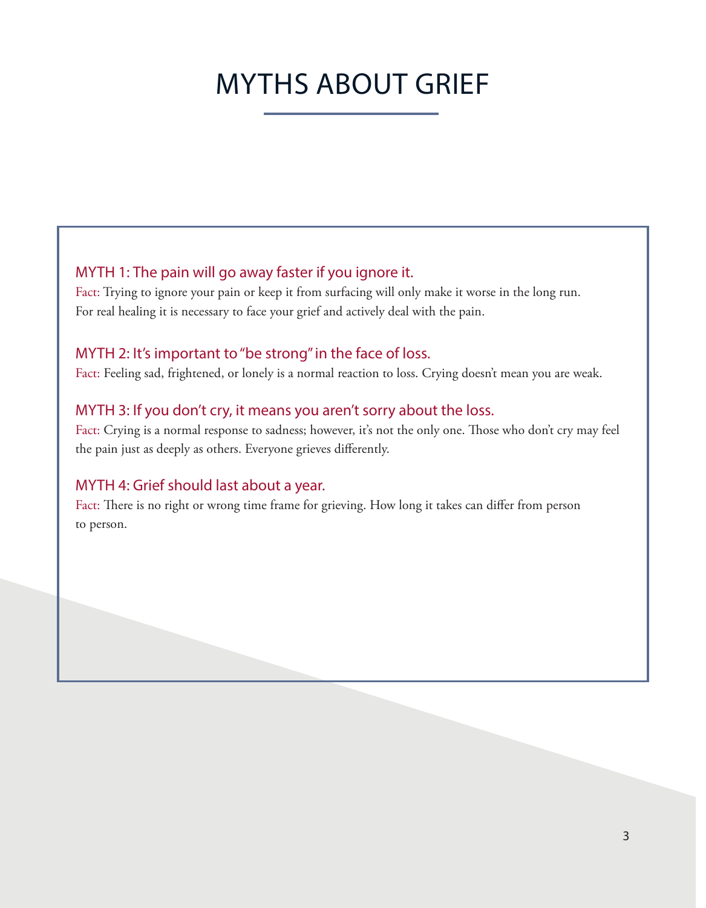# MYTHS ABOUT GRIEF

### MYTH 1: The pain will go away faster if you ignore it.

Fact: Trying to ignore your pain or keep it from surfacing will only make it worse in the long run. For real healing it is necessary to face your grief and actively deal with the pain.

### MYTH 2: It's important to "be strong" in the face of loss.

Fact: Feeling sad, frightened, or lonely is a normal reaction to loss. Crying doesn't mean you are weak.

### MYTH 3: If you don't cry, it means you aren't sorry about the loss.

Fact: Crying is a normal response to sadness; however, it's not the only one. Those who don't cry may feel the pain just as deeply as others. Everyone grieves differently.

### MYTH 4: Grief should last about a year.

Fact: There is no right or wrong time frame for grieving. How long it takes can differ from person to person.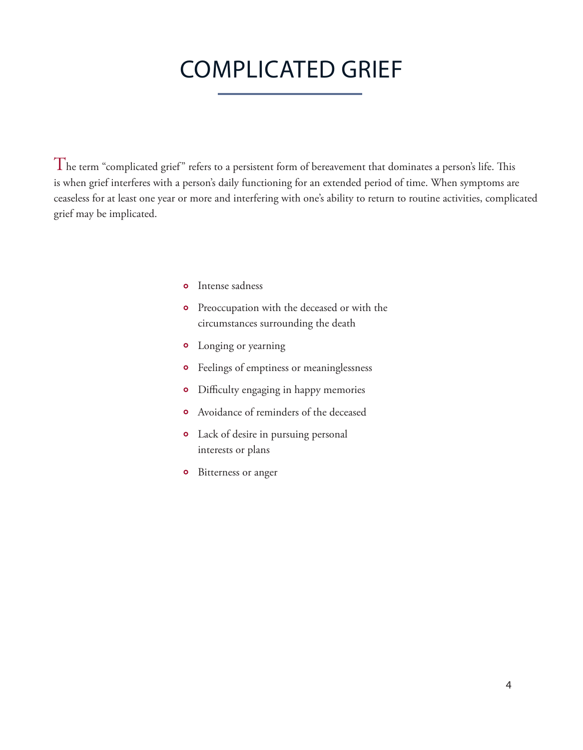# COMPLICATED GRIEF

The term “complicated grief” refers to a persistent form of bereavement that dominates a person’s life. This is when grief interferes with a person’s daily functioning for an extended period of time. When symptoms are ceaseless for at least one year or more and interfering with one’s ability to return to routine activities, complicated grief may be implicated.

- Intense sadness
- Preoccupation with the deceased or with the circumstances surrounding the death
- Longing or yearning
- Feelings of emptiness or meaninglessness
- Difficulty engaging in happy memories
- Avoidance of reminders of the deceased
- Lack of desire in pursuing personal interests or plans
- Bitterness or anger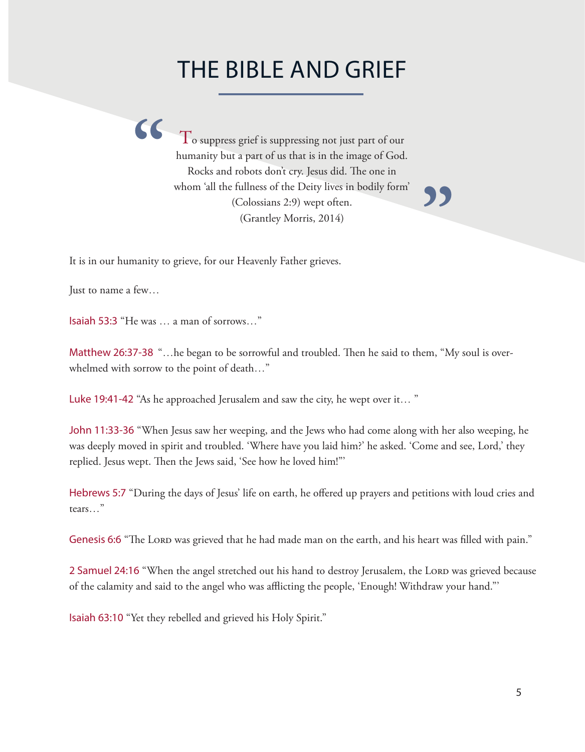# THE BIBLE AND GRIEF

> To suppress grief is suppressing not just part of our humanity but a part of us that is in the image of God. Rocks and robots don't cry. Jesus did. The one in whom 'all the fullness of the Deity lives in bodily form' (Colossians 2:9) wept often.
> (Grantley Morris, 2014)

It is in our humanity to grieve, for our Heavenly Father grieves.

Just to name a few…

Isaiah 53:3 "He was … a man of sorrows…"

Matthew 26:37-38 "…he began to be sorrowful and troubled. Then he said to them, "My soul is overwhelmed with sorrow to the point of death…"

Luke 19:41-42 "As he approached Jerusalem and saw the city, he wept over it… "

John 11:33-36 "When Jesus saw her weeping, and the Jews who had come along with her also weeping, he was deeply moved in spirit and troubled. 'Where have you laid him?' he asked. 'Come and see, Lord,' they replied. Jesus wept. Then the Jews said, 'See how he loved him!'"

Hebrews 5:7 "During the days of Jesus' life on earth, he offered up prayers and petitions with loud cries and tears…"

Genesis 6:6 "The Lord was grieved that he had made man on the earth, and his heart was filled with pain."

2 Samuel 24:16 "When the angel stretched out his hand to destroy Jerusalem, the Lord was grieved because of the calamity and said to the angel who was afflicting the people, 'Enough! Withdraw your hand.'"

Isaiah 63:10 "Yet they rebelled and grieved his Holy Spirit."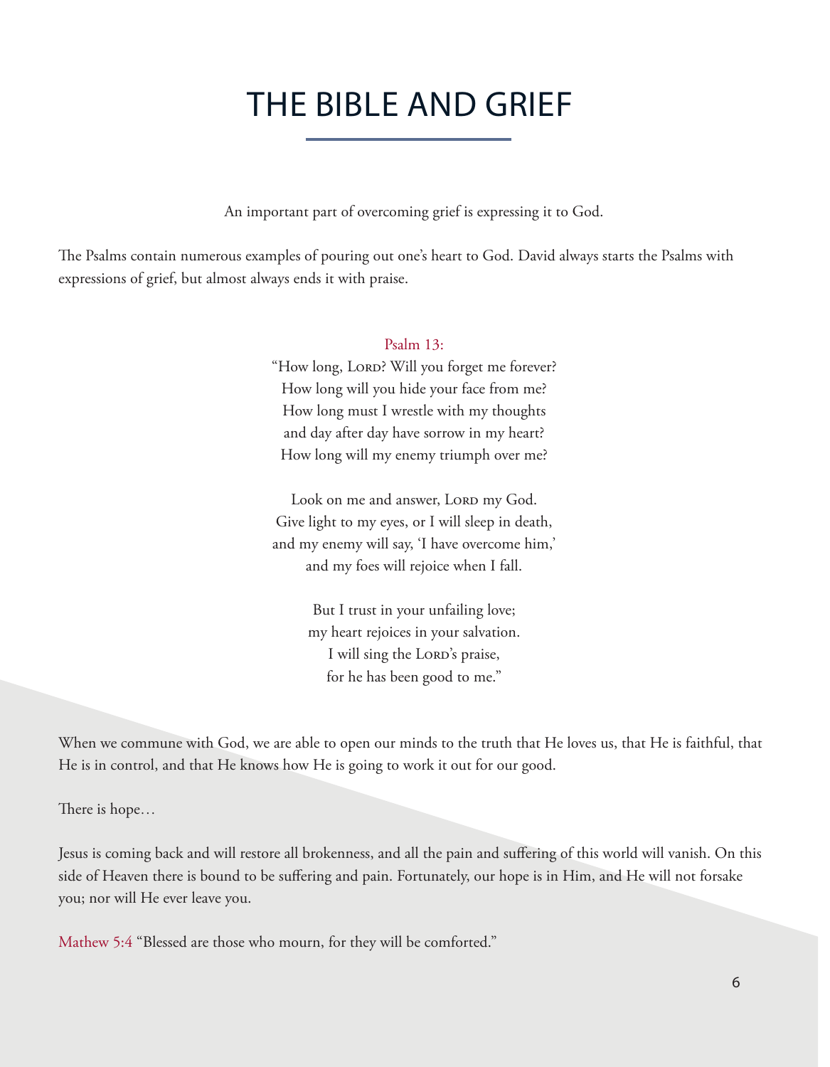# THE BIBLE AND GRIEF

An important part of overcoming grief is expressing it to God.

The Psalms contain numerous examples of pouring out one's heart to God. David always starts the Psalms with expressions of grief, but almost always ends it with praise.

Psalm 13:

"How long, Lord? Will you forget me forever?  
How long will you hide your face from me?  
How long must I wrestle with my thoughts  
and day after day have sorrow in my heart?  
How long will my enemy triumph over me?

Look on me and answer, Lord my God.  
Give light to my eyes, or I will sleep in death,  
and my enemy will say, 'I have overcome him,'  
and my foes will rejoice when I fall.

But I trust in your unfailing love;  
my heart rejoices in your salvation.  
I will sing the Lord's praise,  
for he has been good to me."

When we commune with God, we are able to open our minds to the truth that He loves us, that He is faithful, that He is in control, and that He knows how He is going to work it out for our good.

There is hope…

Jesus is coming back and will restore all brokenness, and all the pain and suffering of this world will vanish. On this side of Heaven there is bound to be suffering and pain. Fortunately, our hope is in Him, and He will not forsake you; nor will He ever leave you.

Mathew 5:4 "Blessed are those who mourn, for they will be comforted."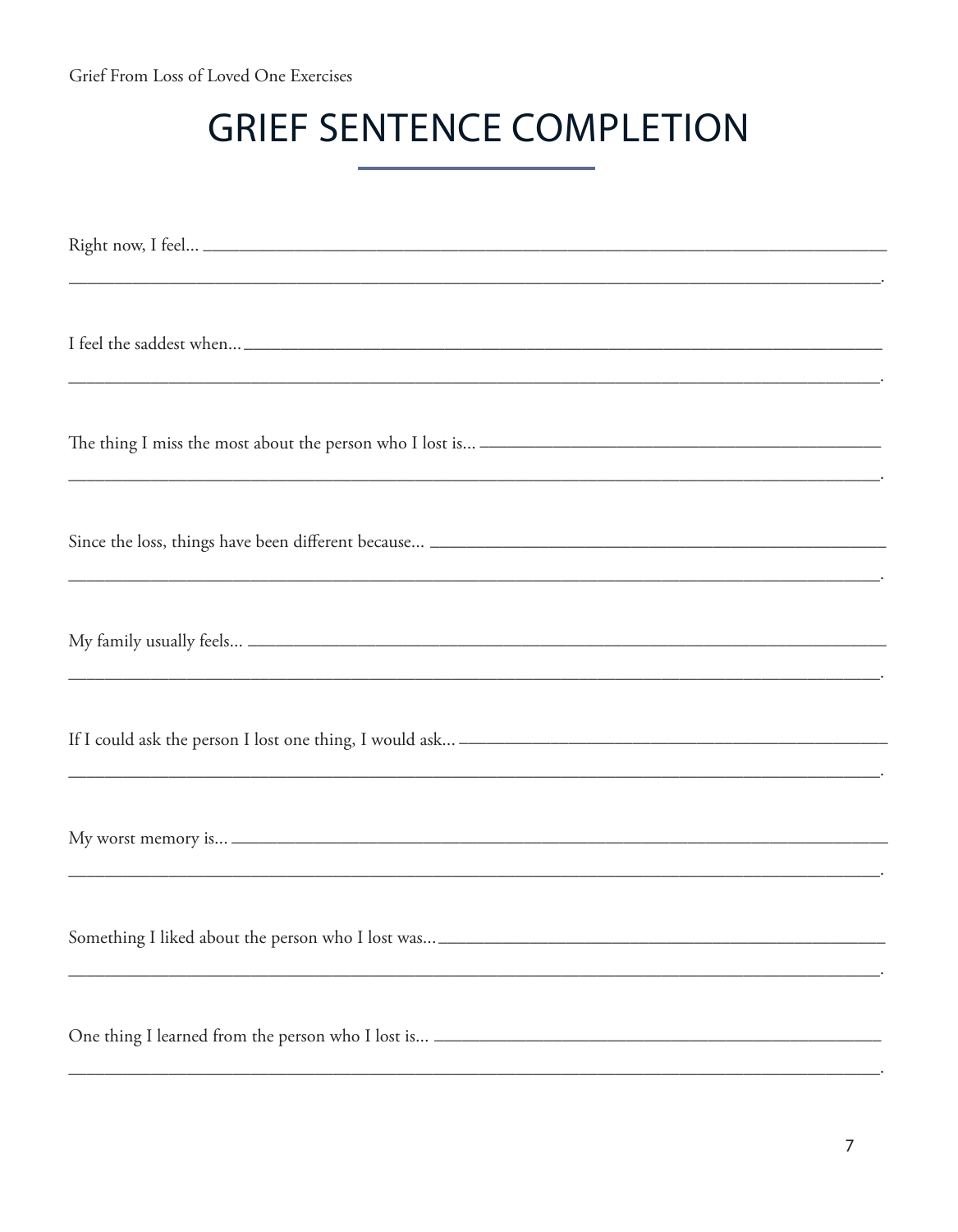# GRIEF SENTENCE COMPLETION

Right now, I feel... ______________________________________________________________________________
______________________________________________________________________________.

I feel the saddest when... ______________________________________________________________________________
______________________________________________________________________________.

The thing I miss the most about the person who I lost is... ______________________________________________
______________________________________________________________________________.

Since the loss, things have been different because... ______________________________________________
______________________________________________________________________________.

My family usually feels... ______________________________________________________________________________
______________________________________________________________________________.

If I could ask the person I lost one thing, I would ask... ______________________________________________
______________________________________________________________________________.

My worst memory is... ______________________________________________________________________________
______________________________________________________________________________.

Something I liked about the person who I lost was... ______________________________________________
______________________________________________________________________________.

One thing I learned from the person who I lost is... ______________________________________________
______________________________________________________________________________.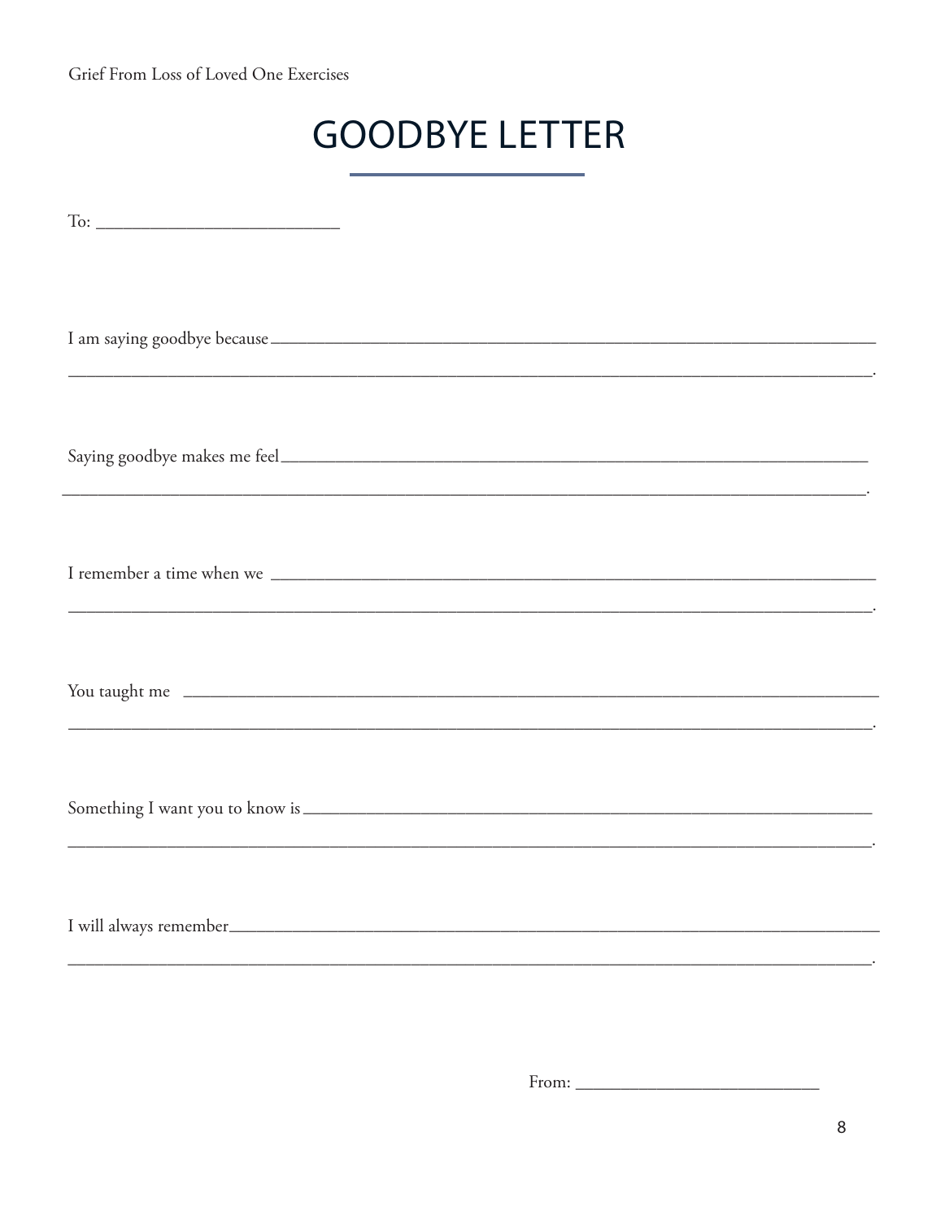# GOODBYE LETTER

To: ___________________________

I am saying goodbye because ______________________________________________________________________
______________________________________________________________________________________.

Saying goodbye makes me feel ______________________________________________________________________
______________________________________________________________________________________.

I remember a time when we ______________________________________________________________________
______________________________________________________________________________________.

You taught me ______________________________________________________________________
______________________________________________________________________________________.

Something I want you to know is ______________________________________________________________________
______________________________________________________________________________________.

I will always remember ______________________________________________________________________
______________________________________________________________________________________.

From: ___________________________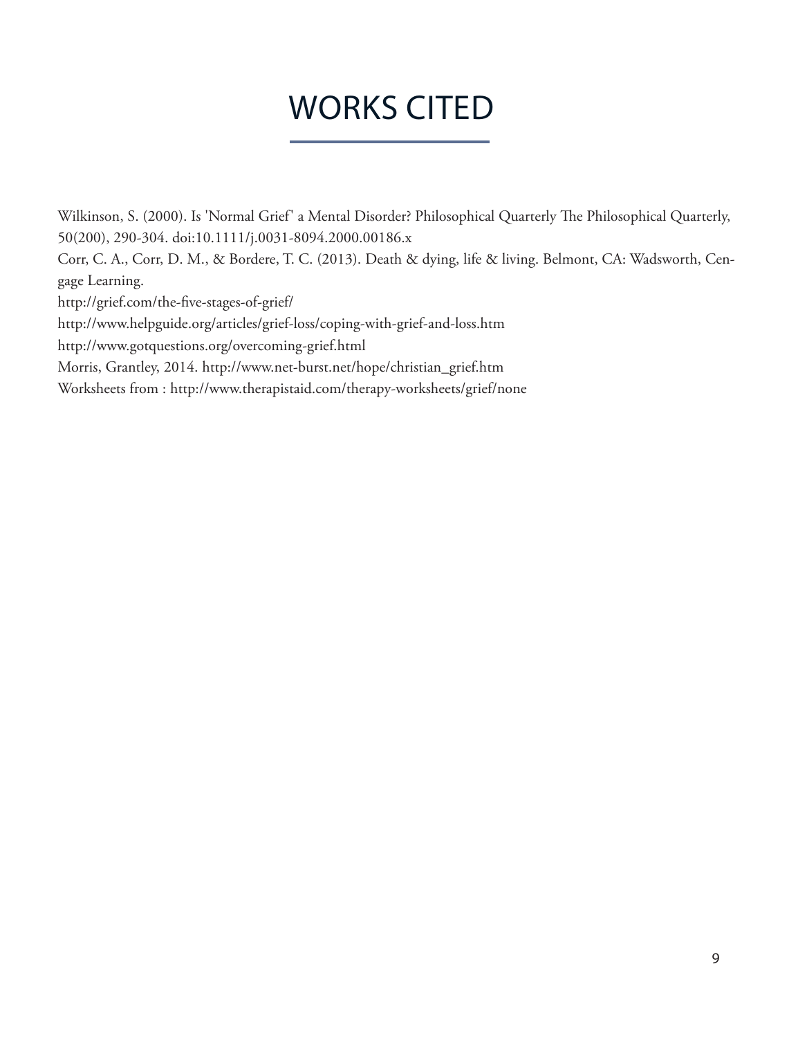# WORKS CITED

Wilkinson, S. (2000). Is 'Normal Grief' a Mental Disorder? Philosophical Quarterly The Philosophical Quarterly, 50(200), 290-304. doi:10.1111/j.0031-8094.2000.00186.x

Corr, C. A., Corr, D. M., & Bordere, T. C. (2013). Death & dying, life & living. Belmont, CA: Wadsworth, Cengage Learning.

http://grief.com/the-five-stages-of-grief/

http://www.helpguide.org/articles/grief-loss/coping-with-grief-and-loss.htm

http://www.gotquestions.org/overcoming-grief.html

Morris, Grantley, 2014. http://www.net-burst.net/hope/christian_grief.htm

Worksheets from : http://www.therapistaid.com/therapy-worksheets/grief/none